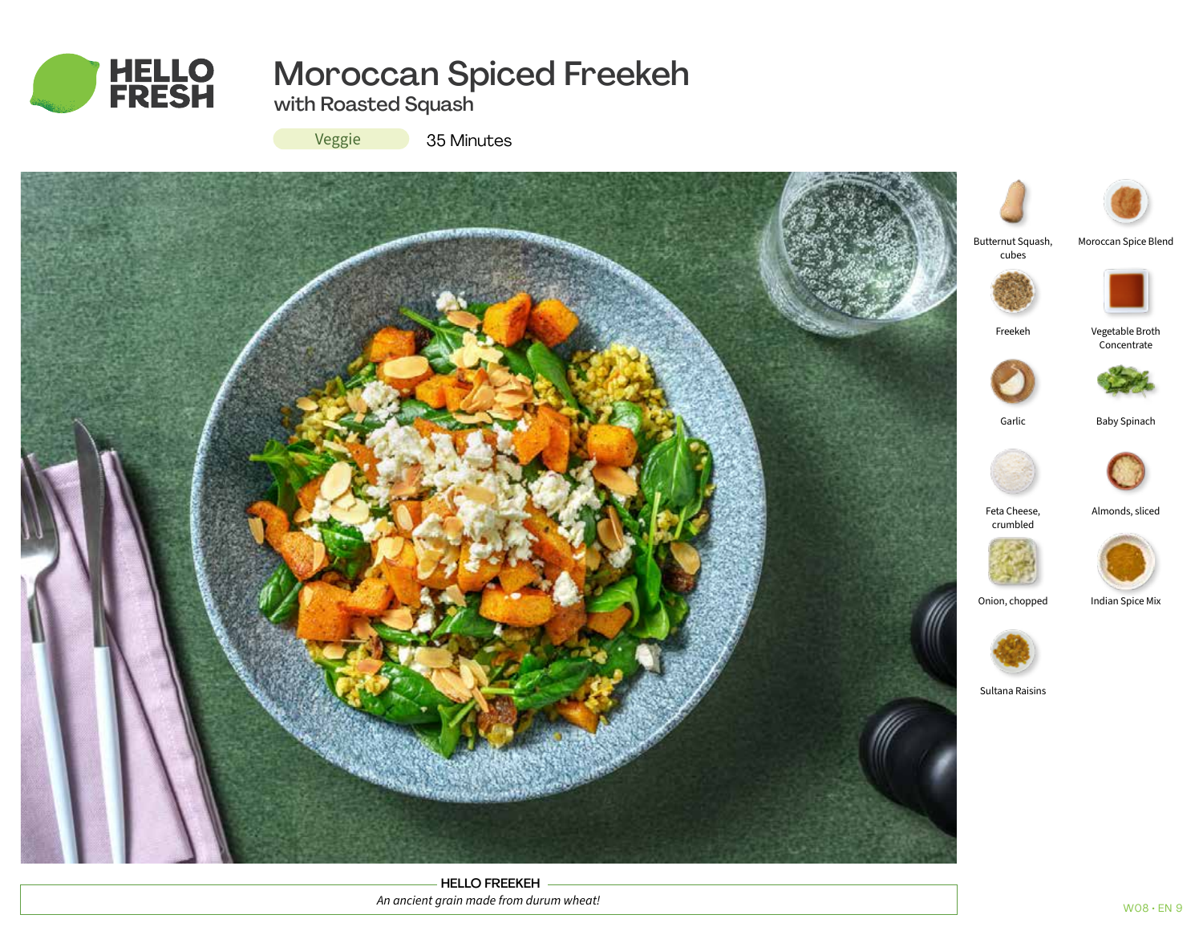# Moroccan Spiced Freekeh

## with Roasted Squash

Veggie

35 Minutes

- Butternut Squash, cubes
- Moroccan Spice Blend
- Freekeh
- Vegetable Broth Concentrate
- Garlic
- Baby Spinach
- Feta Cheese, crumbled
- Almonds, sliced
- Onion, chopped
- Indian Spice Mix
- Sultana Raisins

**HELLO FREEKEH**

*An ancient grain made from durum wheat!*

W08 • EN 9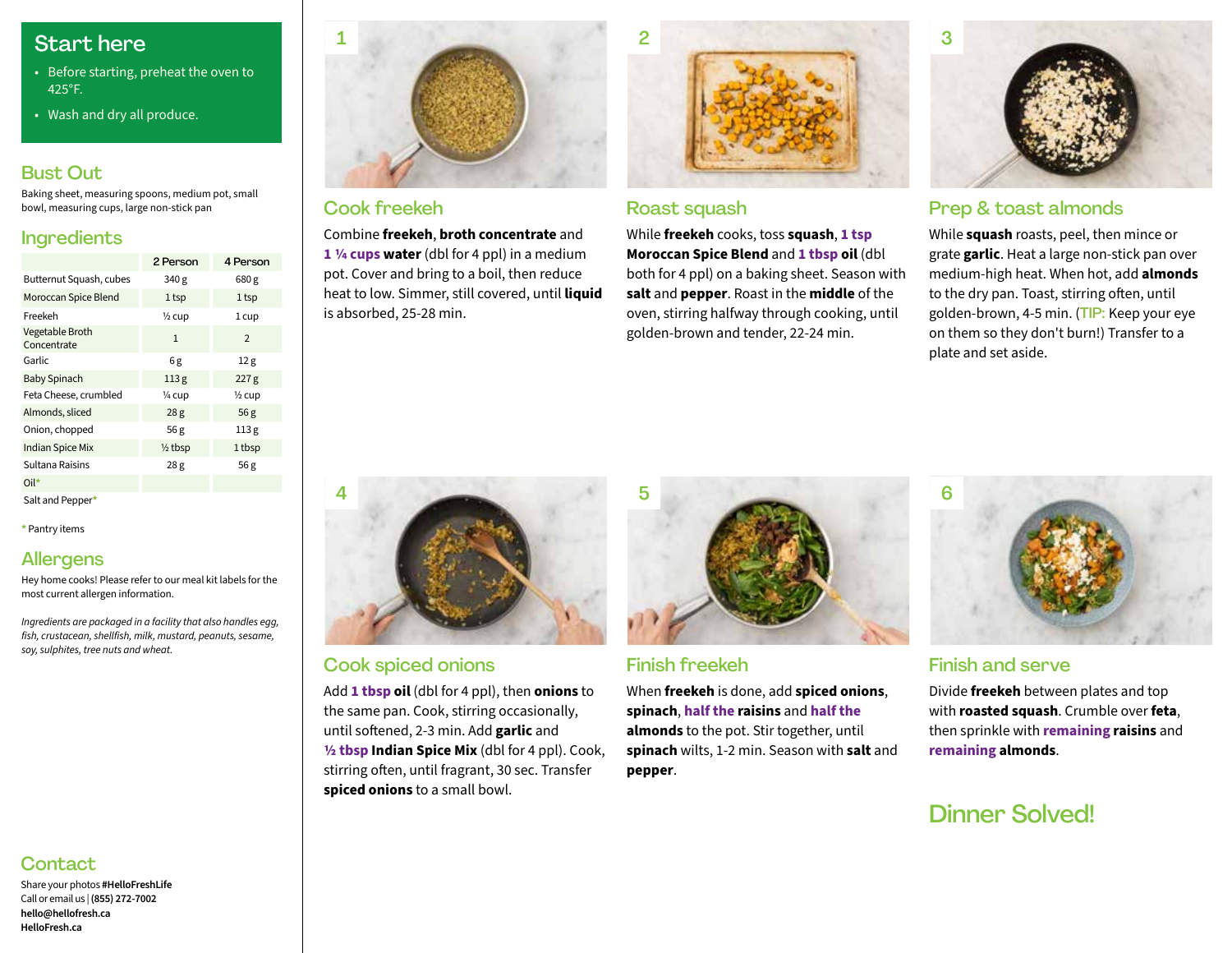## Start here

- Before starting, preheat the oven to 425°F.
- Wash and dry all produce.

## Bust Out

Baking sheet, measuring spoons, medium pot, small bowl, measuring cups, large non-stick pan

## Ingredients

| | 2 Person | 4 Person |
|---|---|---|
| Butternut Squash, cubes | 340 g | 680 g |
| Moroccan Spice Blend | 1 tsp | 1 tsp |
| Freekeh | ½ cup | 1 cup |
| Vegetable Broth Concentrate | 1 | 2 |
| Garlic | 6 g | 12 g |
| Baby Spinach | 113 g | 227 g |
| Feta Cheese, crumbled | ¼ cup | ½ cup |
| Almonds, sliced | 28 g | 56 g |
| Onion, chopped | 56 g | 113 g |
| Indian Spice Mix | ½ tbsp | 1 tbsp |
| Sultana Raisins | 28 g | 56 g |
| Oil* | | |
| Salt and Pepper* | | |

\* Pantry items

## Allergens

Hey home cooks! Please refer to our meal kit labels for the most current allergen information.

*Ingredients are packaged in a facility that also handles egg, fish, crustacean, shellfish, milk, mustard, peanuts, sesame, soy, sulphites, tree nuts and wheat.*

## Contact

Share your photos **#HelloFreshLife**
Call or email us | **(855) 272-7002**
**hello@hellofresh.ca**
**HelloFresh.ca**

## 1 Cook freekeh

Combine **freekeh**, **broth concentrate** and **1 ¼ cups water** (dbl for 4 ppl) in a medium pot. Cover and bring to a boil, then reduce heat to low. Simmer, still covered, until **liquid** is absorbed, 25-28 min.

## 2 Roast squash

While **freekeh** cooks, toss **squash**, **1 tsp Moroccan Spice Blend** and **1 tbsp oil** (dbl both for 4 ppl) on a baking sheet. Season with **salt** and **pepper**. Roast in the **middle** of the oven, stirring halfway through cooking, until golden-brown and tender, 22-24 min.

## 3 Prep & toast almonds

While **squash** roasts, peel, then mince or grate **garlic**. Heat a large non-stick pan over medium-high heat. When hot, add **almonds** to the dry pan. Toast, stirring often, until golden-brown, 4-5 min. (TIP: Keep your eye on them so they don't burn!) Transfer to a plate and set aside.

## 4 Cook spiced onions

Add **1 tbsp oil** (dbl for 4 ppl), then **onions** to the same pan. Cook, stirring occasionally, until softened, 2-3 min. Add **garlic** and **½ tbsp Indian Spice Mix** (dbl for 4 ppl). Cook, stirring often, until fragrant, 30 sec. Transfer **spiced onions** to a small bowl.

## 5 Finish freekeh

When **freekeh** is done, add **spiced onions**, **spinach**, **half the raisins** and **half the almonds** to the pot. Stir together, until **spinach** wilts, 1-2 min. Season with **salt** and **pepper**.

## 6 Finish and serve

Divide **freekeh** between plates and top with **roasted squash**. Crumble over **feta**, then sprinkle with **remaining raisins** and **remaining almonds**.

## Dinner Solved!